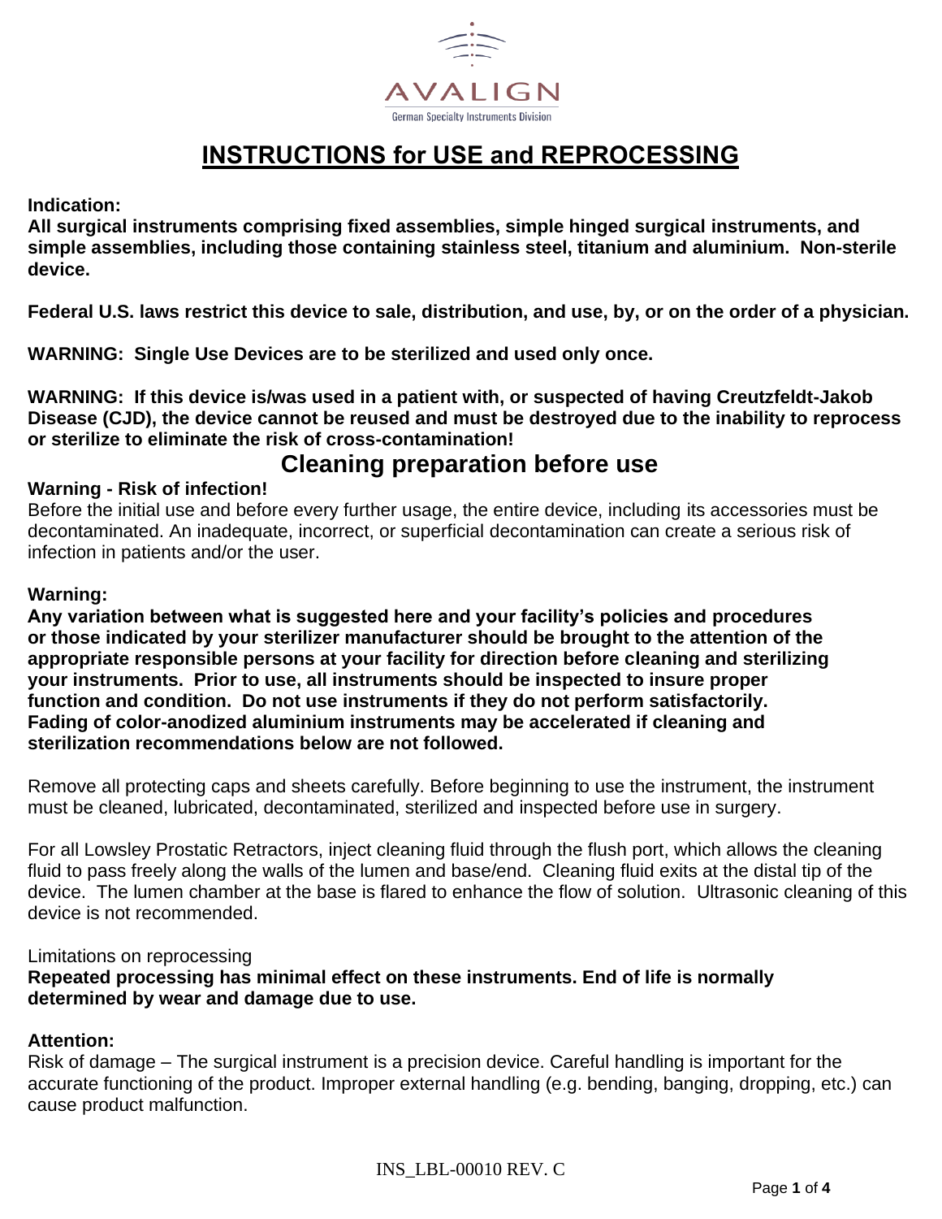AVALIGN

German Specialty Instruments Division

# INSTRUCTIONS for USE and REPROCESSING

**Indication:**
**All surgical instruments comprising fixed assemblies, simple hinged surgical instruments, and simple assemblies, including those containing stainless steel, titanium and aluminium. Non-sterile device.**

**Federal U.S. laws restrict this device to sale, distribution, and use, by, or on the order of a physician.**

**WARNING: Single Use Devices are to be sterilized and used only once.**

**WARNING: If this device is/was used in a patient with, or suspected of having Creutzfeldt-Jakob Disease (CJD), the device cannot be reused and must be destroyed due to the inability to reprocess or sterilize to eliminate the risk of cross-contamination!**

## Cleaning preparation before use

**Warning - Risk of infection!**
Before the initial use and before every further usage, the entire device, including its accessories must be decontaminated. An inadequate, incorrect, or superficial decontamination can create a serious risk of infection in patients and/or the user.

**Warning:**
**Any variation between what is suggested here and your facility's policies and procedures or those indicated by your sterilizer manufacturer should be brought to the attention of the appropriate responsible persons at your facility for direction before cleaning and sterilizing your instruments. Prior to use, all instruments should be inspected to insure proper function and condition. Do not use instruments if they do not perform satisfactorily. Fading of color-anodized aluminium instruments may be accelerated if cleaning and sterilization recommendations below are not followed.**

Remove all protecting caps and sheets carefully. Before beginning to use the instrument, the instrument must be cleaned, lubricated, decontaminated, sterilized and inspected before use in surgery.

For all Lowsley Prostatic Retractors, inject cleaning fluid through the flush port, which allows the cleaning fluid to pass freely along the walls of the lumen and base/end. Cleaning fluid exits at the distal tip of the device. The lumen chamber at the base is flared to enhance the flow of solution. Ultrasonic cleaning of this device is not recommended.

Limitations on reprocessing
**Repeated processing has minimal effect on these instruments. End of life is normally determined by wear and damage due to use.**

**Attention:**
Risk of damage – The surgical instrument is a precision device. Careful handling is important for the accurate functioning of the product. Improper external handling (e.g. bending, banging, dropping, etc.) can cause product malfunction.

INS_LBL-00010 REV. C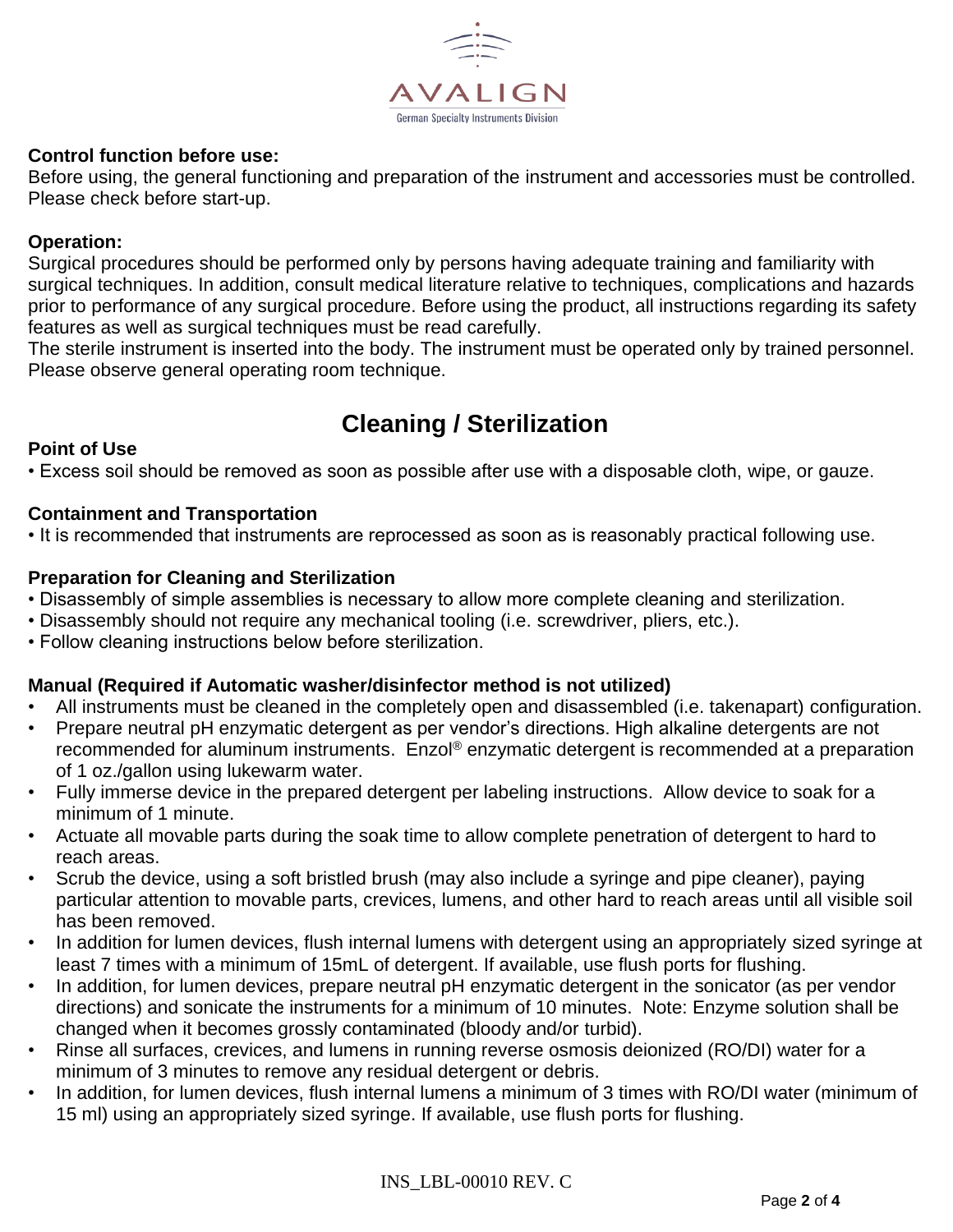**Control function before use:**
Before using, the general functioning and preparation of the instrument and accessories must be controlled. Please check before start-up.

**Operation:**
Surgical procedures should be performed only by persons having adequate training and familiarity with surgical techniques. In addition, consult medical literature relative to techniques, complications and hazards prior to performance of any surgical procedure. Before using the product, all instructions regarding its safety features as well as surgical techniques must be read carefully.
The sterile instrument is inserted into the body. The instrument must be operated only by trained personnel. Please observe general operating room technique.

## Cleaning / Sterilization

**Point of Use**

- Excess soil should be removed as soon as possible after use with a disposable cloth, wipe, or gauze.

**Containment and Transportation**

- It is recommended that instruments are reprocessed as soon as is reasonably practical following use.

**Preparation for Cleaning and Sterilization**

- Disassembly of simple assemblies is necessary to allow more complete cleaning and sterilization.
- Disassembly should not require any mechanical tooling (i.e. screwdriver, pliers, etc.).
- Follow cleaning instructions below before sterilization.

**Manual (Required if Automatic washer/disinfector method is not utilized)**

- All instruments must be cleaned in the completely open and disassembled (i.e. takenapart) configuration.
- Prepare neutral pH enzymatic detergent as per vendor's directions. High alkaline detergents are not recommended for aluminum instruments. Enzol® enzymatic detergent is recommended at a preparation of 1 oz./gallon using lukewarm water.
- Fully immerse device in the prepared detergent per labeling instructions. Allow device to soak for a minimum of 1 minute.
- Actuate all movable parts during the soak time to allow complete penetration of detergent to hard to reach areas.
- Scrub the device, using a soft bristled brush (may also include a syringe and pipe cleaner), paying particular attention to movable parts, crevices, lumens, and other hard to reach areas until all visible soil has been removed.
- In addition for lumen devices, flush internal lumens with detergent using an appropriately sized syringe at least 7 times with a minimum of 15mL of detergent. If available, use flush ports for flushing.
- In addition, for lumen devices, prepare neutral pH enzymatic detergent in the sonicator (as per vendor directions) and sonicate the instruments for a minimum of 10 minutes. Note: Enzyme solution shall be changed when it becomes grossly contaminated (bloody and/or turbid).
- Rinse all surfaces, crevices, and lumens in running reverse osmosis deionized (RO/DI) water for a minimum of 3 minutes to remove any residual detergent or debris.
- In addition, for lumen devices, flush internal lumens a minimum of 3 times with RO/DI water (minimum of 15 ml) using an appropriately sized syringe. If available, use flush ports for flushing.

INS_LBL-00010 REV. C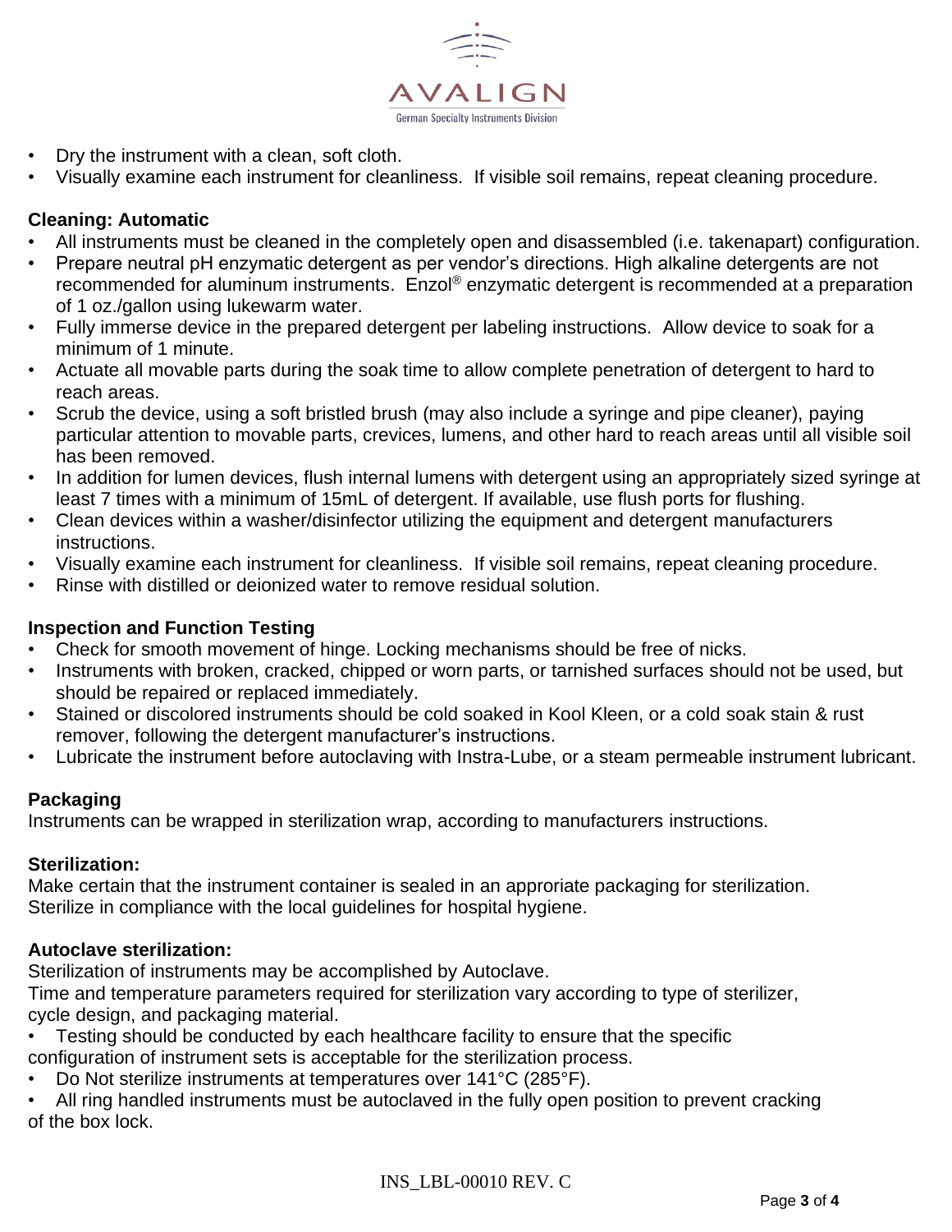- Dry the instrument with a clean, soft cloth.
- Visually examine each instrument for cleanliness. If visible soil remains, repeat cleaning procedure.

**Cleaning: Automatic**

- All instruments must be cleaned in the completely open and disassembled (i.e. takenapart) configuration.
- Prepare neutral pH enzymatic detergent as per vendor's directions. High alkaline detergents are not recommended for aluminum instruments. Enzol® enzymatic detergent is recommended at a preparation of 1 oz./gallon using lukewarm water.
- Fully immerse device in the prepared detergent per labeling instructions. Allow device to soak for a minimum of 1 minute.
- Actuate all movable parts during the soak time to allow complete penetration of detergent to hard to reach areas.
- Scrub the device, using a soft bristled brush (may also include a syringe and pipe cleaner), paying particular attention to movable parts, crevices, lumens, and other hard to reach areas until all visible soil has been removed.
- In addition for lumen devices, flush internal lumens with detergent using an appropriately sized syringe at least 7 times with a minimum of 15mL of detergent. If available, use flush ports for flushing.
- Clean devices within a washer/disinfector utilizing the equipment and detergent manufacturers instructions.
- Visually examine each instrument for cleanliness. If visible soil remains, repeat cleaning procedure.
- Rinse with distilled or deionized water to remove residual solution.

**Inspection and Function Testing**

- Check for smooth movement of hinge. Locking mechanisms should be free of nicks.
- Instruments with broken, cracked, chipped or worn parts, or tarnished surfaces should not be used, but should be repaired or replaced immediately.
- Stained or discolored instruments should be cold soaked in Kool Kleen, or a cold soak stain & rust remover, following the detergent manufacturer's instructions.
- Lubricate the instrument before autoclaving with Instra-Lube, or a steam permeable instrument lubricant.

**Packaging**

Instruments can be wrapped in sterilization wrap, according to manufacturers instructions.

**Sterilization:**

Make certain that the instrument container is sealed in an approriate packaging for sterilization.
Sterilize in compliance with the local guidelines for hospital hygiene.

**Autoclave sterilization:**

Sterilization of instruments may be accomplished by Autoclave.
Time and temperature parameters required for sterilization vary according to type of sterilizer, cycle design, and packaging material.

- Testing should be conducted by each healthcare facility to ensure that the specific configuration of instrument sets is acceptable for the sterilization process.
- Do Not sterilize instruments at temperatures over 141°C (285°F).
- All ring handled instruments must be autoclaved in the fully open position to prevent cracking of the box lock.

INS_LBL-00010 REV. C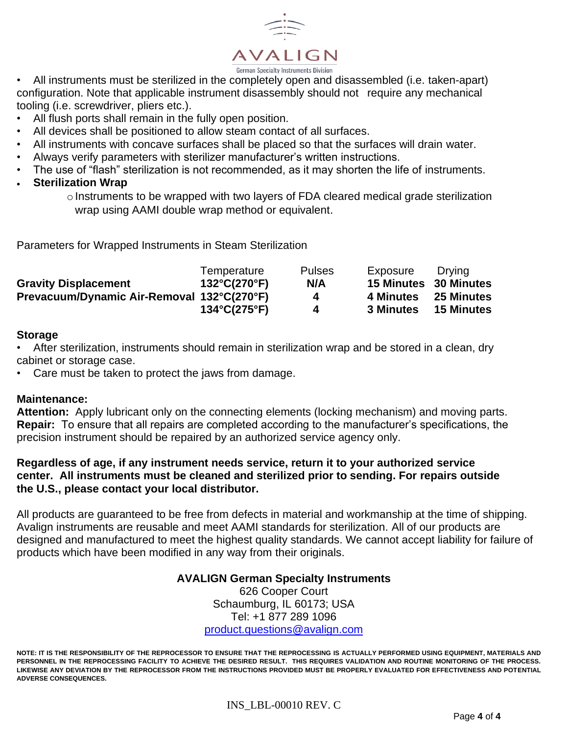- All instruments must be sterilized in the completely open and disassembled (i.e. taken-apart) configuration. Note that applicable instrument disassembly should not require any mechanical tooling (i.e. screwdriver, pliers etc.).
- All flush ports shall remain in the fully open position.
- All devices shall be positioned to allow steam contact of all surfaces.
- All instruments with concave surfaces shall be placed so that the surfaces will drain water.
- Always verify parameters with sterilizer manufacturer's written instructions.
- The use of "flash" sterilization is not recommended, as it may shorten the life of instruments.
- **Sterilization Wrap**
  - Instruments to be wrapped with two layers of FDA cleared medical grade sterilization wrap using AAMI double wrap method or equivalent.

Parameters for Wrapped Instruments in Steam Sterilization

| | Temperature | Pulses | Exposure | Drying |
|---|---|---|---|---|
| **Gravity Displacement** | **132°C(270°F)** | **N/A** | **15 Minutes** | **30 Minutes** |
| **Prevacuum/Dynamic Air-Removal** | **132°C(270°F)** | **4** | **4 Minutes** | **25 Minutes** |
| | **134°C(275°F)** | **4** | **3 Minutes** | **15 Minutes** |

**Storage**

- After sterilization, instruments should remain in sterilization wrap and be stored in a clean, dry cabinet or storage case.
- Care must be taken to protect the jaws from damage.

**Maintenance:**

**Attention:** Apply lubricant only on the connecting elements (locking mechanism) and moving parts.
**Repair:** To ensure that all repairs are completed according to the manufacturer's specifications, the precision instrument should be repaired by an authorized service agency only.

**Regardless of age, if any instrument needs service, return it to your authorized service center. All instruments must be cleaned and sterilized prior to sending. For repairs outside the U.S., please contact your local distributor.**

All products are guaranteed to be free from defects in material and workmanship at the time of shipping. Avalign instruments are reusable and meet AAMI standards for sterilization. All of our products are designed and manufactured to meet the highest quality standards. We cannot accept liability for failure of products which have been modified in any way from their originals.

**AVALIGN German Specialty Instruments**
626 Cooper Court
Schaumburg, IL 60173; USA
Tel: +1 877 289 1096
product.questions@avalign.com

**NOTE: IT IS THE RESPONSIBILITY OF THE REPROCESSOR TO ENSURE THAT THE REPROCESSING IS ACTUALLY PERFORMED USING EQUIPMENT, MATERIALS AND PERSONNEL IN THE REPROCESSING FACILITY TO ACHIEVE THE DESIRED RESULT. THIS REQUIRES VALIDATION AND ROUTINE MONITORING OF THE PROCESS. LIKEWISE ANY DEVIATION BY THE REPROCESSOR FROM THE INSTRUCTIONS PROVIDED MUST BE PROPERLY EVALUATED FOR EFFECTIVENESS AND POTENTIAL ADVERSE CONSEQUENCES.**

INS_LBL-00010 REV. C